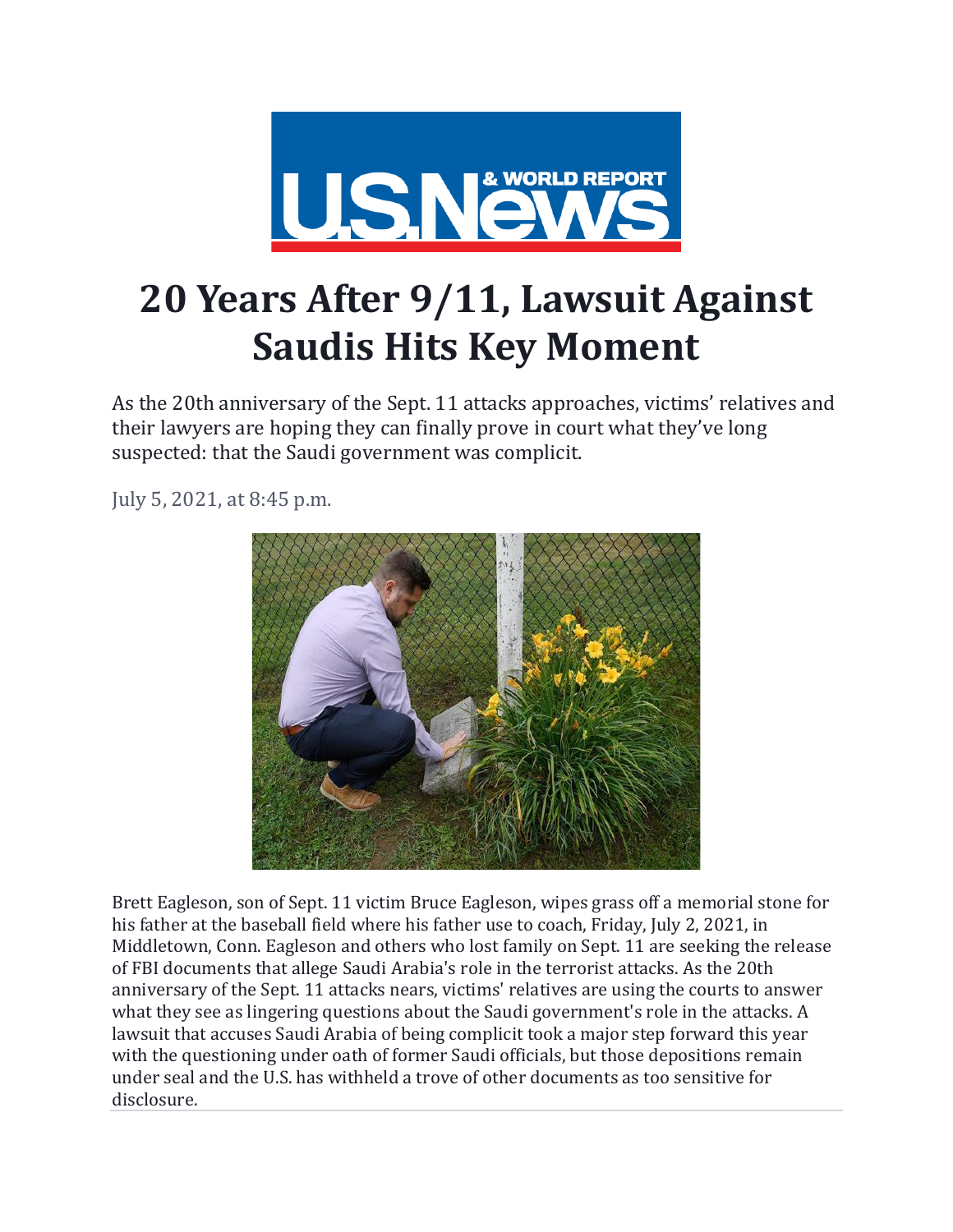# 20 Years After 9/11, Lawsuit Against Saudis Hits Key Moment

As the 20th anniversary of the Sept. 11 attacks approaches, victims' relatives and their lawyers are hoping they can finally prove in court what they've long suspected: that the Saudi government was complicit.

July 5, 2021, at 8:45 p.m.

Brett Eagleson, son of Sept. 11 victim Bruce Eagleson, wipes grass off a memorial stone for his father at the baseball field where his father use to coach, Friday, July 2, 2021, in Middletown, Conn. Eagleson and others who lost family on Sept. 11 are seeking the release of FBI documents that allege Saudi Arabia's role in the terrorist attacks. As the 20th anniversary of the Sept. 11 attacks nears, victims' relatives are using the courts to answer what they see as lingering questions about the Saudi government's role in the attacks. A lawsuit that accuses Saudi Arabia of being complicit took a major step forward this year with the questioning under oath of former Saudi officials, but those depositions remain under seal and the U.S. has withheld a trove of other documents as too sensitive for disclosure.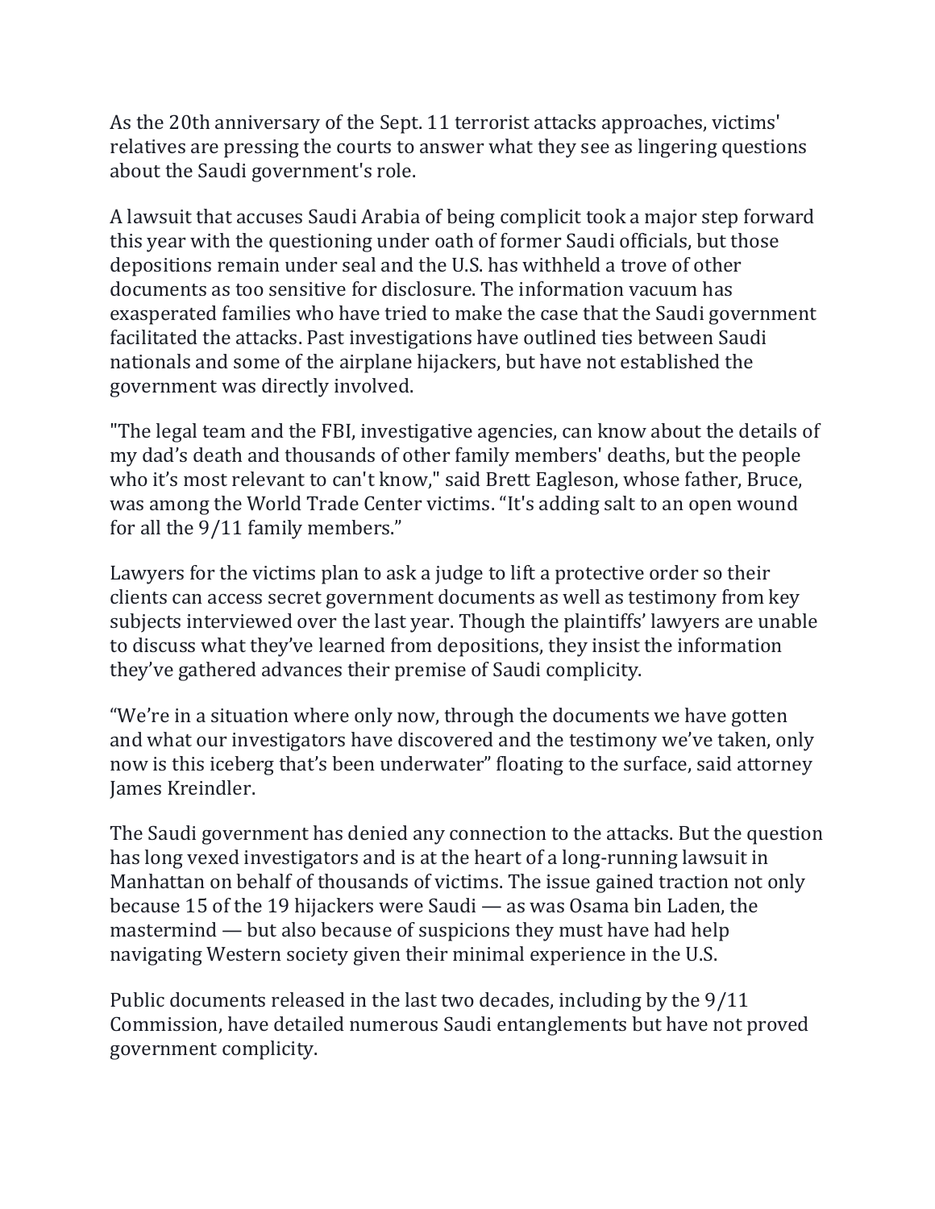As the 20th anniversary of the Sept. 11 terrorist attacks approaches, victims' relatives are pressing the courts to answer what they see as lingering questions about the Saudi government's role.

A lawsuit that accuses Saudi Arabia of being complicit took a major step forward this year with the questioning under oath of former Saudi officials, but those depositions remain under seal and the U.S. has withheld a trove of other documents as too sensitive for disclosure. The information vacuum has exasperated families who have tried to make the case that the Saudi government facilitated the attacks. Past investigations have outlined ties between Saudi nationals and some of the airplane hijackers, but have not established the government was directly involved.

"The legal team and the FBI, investigative agencies, can know about the details of my dad's death and thousands of other family members' deaths, but the people who it's most relevant to can't know," said Brett Eagleson, whose father, Bruce, was among the World Trade Center victims. "It's adding salt to an open wound for all the 9/11 family members."

Lawyers for the victims plan to ask a judge to lift a protective order so their clients can access secret government documents as well as testimony from key subjects interviewed over the last year. Though the plaintiffs' lawyers are unable to discuss what they've learned from depositions, they insist the information they've gathered advances their premise of Saudi complicity.

"We're in a situation where only now, through the documents we have gotten and what our investigators have discovered and the testimony we've taken, only now is this iceberg that's been underwater" floating to the surface, said attorney James Kreindler.

The Saudi government has denied any connection to the attacks. But the question has long vexed investigators and is at the heart of a long-running lawsuit in Manhattan on behalf of thousands of victims. The issue gained traction not only because 15 of the 19 hijackers were Saudi — as was Osama bin Laden, the mastermind — but also because of suspicions they must have had help navigating Western society given their minimal experience in the U.S.

Public documents released in the last two decades, including by the 9/11 Commission, have detailed numerous Saudi entanglements but have not proved government complicity.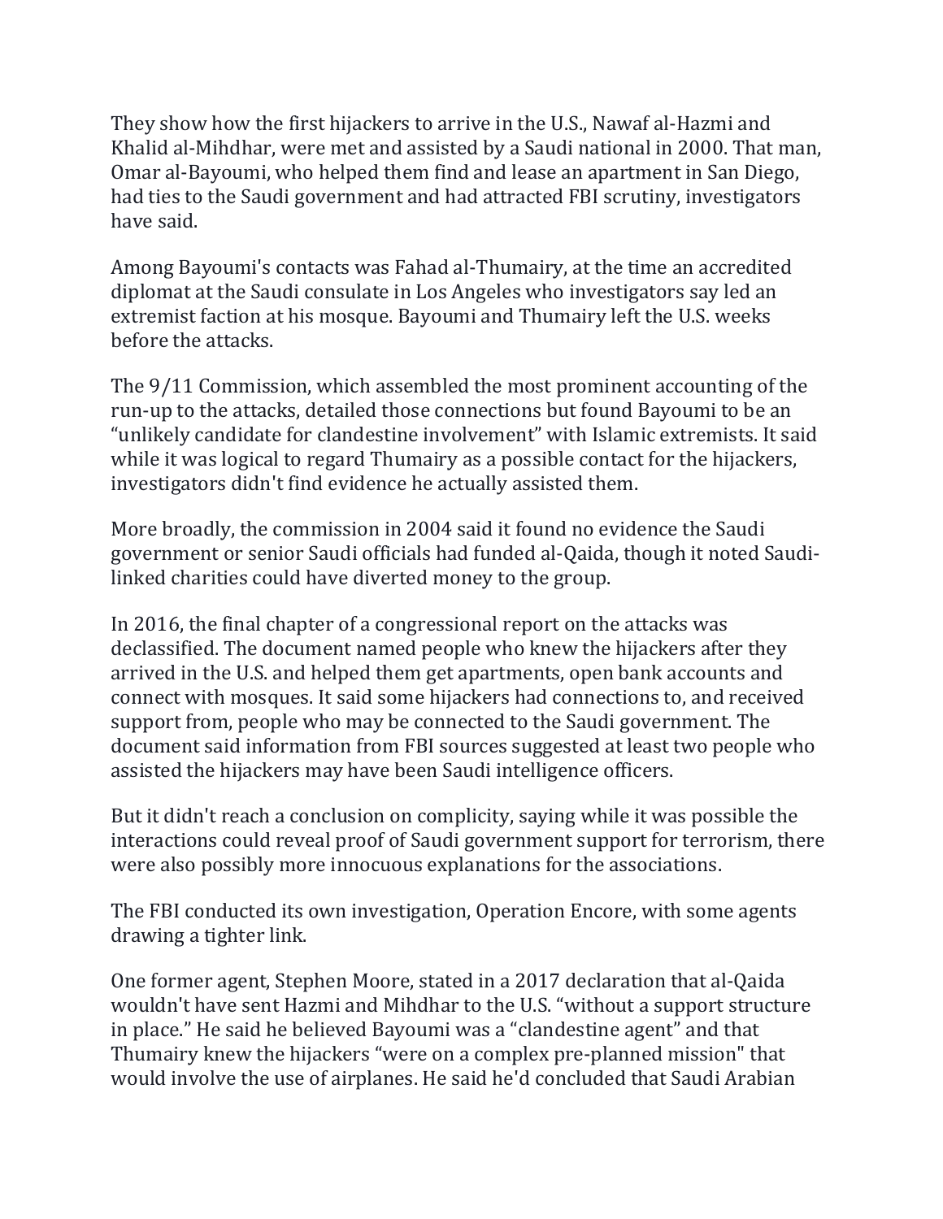They show how the first hijackers to arrive in the U.S., Nawaf al-Hazmi and Khalid al-Mihdhar, were met and assisted by a Saudi national in 2000. That man, Omar al-Bayoumi, who helped them find and lease an apartment in San Diego, had ties to the Saudi government and had attracted FBI scrutiny, investigators have said.

Among Bayoumi's contacts was Fahad al-Thumairy, at the time an accredited diplomat at the Saudi consulate in Los Angeles who investigators say led an extremist faction at his mosque. Bayoumi and Thumairy left the U.S. weeks before the attacks.

The 9/11 Commission, which assembled the most prominent accounting of the run-up to the attacks, detailed those connections but found Bayoumi to be an "unlikely candidate for clandestine involvement" with Islamic extremists. It said while it was logical to regard Thumairy as a possible contact for the hijackers, investigators didn't find evidence he actually assisted them.

More broadly, the commission in 2004 said it found no evidence the Saudi government or senior Saudi officials had funded al-Qaida, though it noted Saudi-linked charities could have diverted money to the group.

In 2016, the final chapter of a congressional report on the attacks was declassified. The document named people who knew the hijackers after they arrived in the U.S. and helped them get apartments, open bank accounts and connect with mosques. It said some hijackers had connections to, and received support from, people who may be connected to the Saudi government. The document said information from FBI sources suggested at least two people who assisted the hijackers may have been Saudi intelligence officers.

But it didn't reach a conclusion on complicity, saying while it was possible the interactions could reveal proof of Saudi government support for terrorism, there were also possibly more innocuous explanations for the associations.

The FBI conducted its own investigation, Operation Encore, with some agents drawing a tighter link.

One former agent, Stephen Moore, stated in a 2017 declaration that al-Qaida wouldn't have sent Hazmi and Mihdhar to the U.S. "without a support structure in place." He said he believed Bayoumi was a "clandestine agent" and that Thumairy knew the hijackers "were on a complex pre-planned mission" that would involve the use of airplanes. He said he'd concluded that Saudi Arabian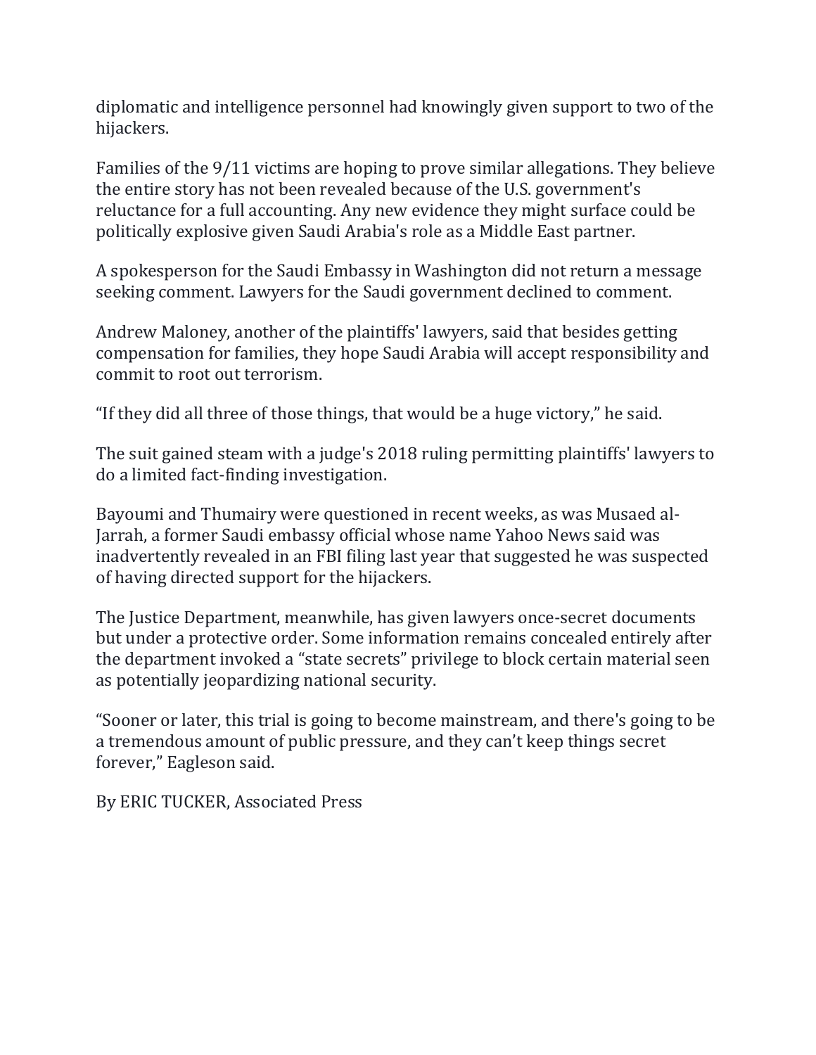diplomatic and intelligence personnel had knowingly given support to two of the hijackers.

Families of the 9/11 victims are hoping to prove similar allegations. They believe the entire story has not been revealed because of the U.S. government's reluctance for a full accounting. Any new evidence they might surface could be politically explosive given Saudi Arabia's role as a Middle East partner.

A spokesperson for the Saudi Embassy in Washington did not return a message seeking comment. Lawyers for the Saudi government declined to comment.

Andrew Maloney, another of the plaintiffs' lawyers, said that besides getting compensation for families, they hope Saudi Arabia will accept responsibility and commit to root out terrorism.

“If they did all three of those things, that would be a huge victory,” he said.

The suit gained steam with a judge's 2018 ruling permitting plaintiffs' lawyers to do a limited fact-finding investigation.

Bayoumi and Thumairy were questioned in recent weeks, as was Musaed al-Jarrah, a former Saudi embassy official whose name Yahoo News said was inadvertently revealed in an FBI filing last year that suggested he was suspected of having directed support for the hijackers.

The Justice Department, meanwhile, has given lawyers once-secret documents but under a protective order. Some information remains concealed entirely after the department invoked a “state secrets” privilege to block certain material seen as potentially jeopardizing national security.

“Sooner or later, this trial is going to become mainstream, and there's going to be a tremendous amount of public pressure, and they can’t keep things secret forever,” Eagleson said.

By ERIC TUCKER, Associated Press